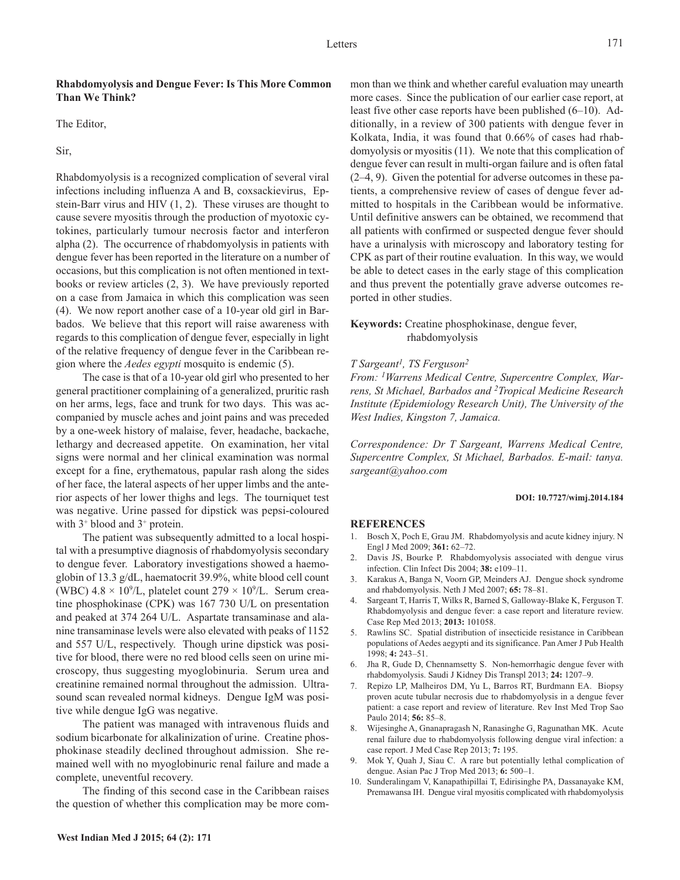## Rhabdomyolysis and Dengue Fever: Is This More Common Than We Think?

The Editor,

Sir,

Rhabdomyolysis is a recognized complication of several viral infections including influenza A and B, coxsackievirus, Epstein-Barr virus and HIV (1, 2). These viruses are thought to cause severe myositis through the production of myotoxic cytokines, particularly tumour necrosis factor and interferon alpha (2). The occurrence of rhabdomyolysis in patients with dengue fever has been reported in the literature on a number of occasions, but this complication is not often mentioned in textbooks or review articles (2, 3). We have previously reported on a case from Jamaica in which this complication was seen (4). We now report another case of a 10-year old girl in Barbados. We believe that this report will raise awareness with regards to this complication of dengue fever, especially in light of the relative frequency of dengue fever in the Caribbean region where the *Aedes egypti* mosquito is endemic (5).

The case is that of a 10-year old girl who presented to her general practitioner complaining of a generalized, pruritic rash on her arms, legs, face and trunk for two days. This was accompanied by muscle aches and joint pains and was preceded by a one-week history of malaise, fever, headache, backache, lethargy and decreased appetite. On examination, her vital signs were normal and her clinical examination was normal except for a fine, erythematous, papular rash along the sides of her face, the lateral aspects of her upper limbs and the anterior aspects of her lower thighs and legs. The tourniquet test was negative. Urine passed for dipstick was pepsi-coloured with $3^+$ blood and $3^+$ protein.

The patient was subsequently admitted to a local hospital with a presumptive diagnosis of rhabdomyolysis secondary to dengue fever. Laboratory investigations showed a haemoglobin of 13.3 g/dL, haematocrit 39.9%, white blood cell count (WBC) $4.8 \times 10^9$/L, platelet count $279 \times 10^9$/L. Serum creatine phosphokinase (CPK) was 167 730 U/L on presentation and peaked at 374 264 U/L. Aspartate transaminase and alanine transaminase levels were also elevated with peaks of 1152 and 557 U/L, respectively. Though urine dipstick was positive for blood, there were no red blood cells seen on urine microscopy, thus suggesting myoglobinuria. Serum urea and creatinine remained normal throughout the admission. Ultrasound scan revealed normal kidneys. Dengue IgM was positive while dengue IgG was negative.

The patient was managed with intravenous fluids and sodium bicarbonate for alkalinization of urine. Creatine phosphokinase steadily declined throughout admission. She remained well with no myoglobinuric renal failure and made a complete, uneventful recovery.

The finding of this second case in the Caribbean raises the question of whether this complication may be more common than we think and whether careful evaluation may unearth more cases. Since the publication of our earlier case report, at least five other case reports have been published (6–10). Additionally, in a review of 300 patients with dengue fever in Kolkata, India, it was found that 0.66% of cases had rhabdomyolysis or myositis (11). We note that this complication of dengue fever can result in multi-organ failure and is often fatal (2–4, 9). Given the potential for adverse outcomes in these patients, a comprehensive review of cases of dengue fever admitted to hospitals in the Caribbean would be informative. Until definitive answers can be obtained, we recommend that all patients with confirmed or suspected dengue fever should have a urinalysis with microscopy and laboratory testing for CPK as part of their routine evaluation. In this way, we would be able to detect cases in the early stage of this complication and thus prevent the potentially grave adverse outcomes reported in other studies.

**Keywords:** Creatine phosphokinase, dengue fever, rhabdomyolysis

*T Sargeant[1], TS Ferguson[2]*

*From: [1]Warrens Medical Centre, Supercentre Complex, Warrens, St Michael, Barbados and [2]Tropical Medicine Research Institute (Epidemiology Research Unit), The University of the West Indies, Kingston 7, Jamaica.*

*Correspondence: Dr T Sargeant, Warrens Medical Centre, Supercentre Complex, St Michael, Barbados. E-mail: tanya.sargeant@yahoo.com*

**DOI: 10.7727/wimj.2014.184**

## REFERENCES

1. Bosch X, Poch E, Grau JM. Rhabdomyolysis and acute kidney injury. N Engl J Med 2009; **361:** 62–72.
2. Davis JS, Bourke P. Rhabdomyolysis associated with dengue virus infection. Clin Infect Dis 2004; **38:** e109–11.
3. Karakus A, Banga N, Voorn GP, Meinders AJ. Dengue shock syndrome and rhabdomyolysis. Neth J Med 2007; **65:** 78–81.
4. Sargeant T, Harris T, Wilks R, Barned S, Galloway-Blake K, Ferguson T. Rhabdomyolysis and dengue fever: a case report and literature review. Case Rep Med 2013; **2013:** 101058.
5. Rawlins SC. Spatial distribution of insecticide resistance in Caribbean populations of Aedes aegypti and its significance. Pan Amer J Pub Health 1998; **4:** 243–51.
6. Jha R, Gude D, Chennamsetty S. Non-hemorrhagic dengue fever with rhabdomyolysis. Saudi J Kidney Dis Transpl 2013; **24:** 1207–9.
7. Repizo LP, Malheiros DM, Yu L, Barros RT, Burdmann EA. Biopsy proven acute tubular necrosis due to rhabdomyolysis in a dengue fever patient: a case report and review of literature. Rev Inst Med Trop Sao Paulo 2014; **56:** 85–8.
8. Wijesinghe A, Gnanapragash N, Ranasinghe G, Ragunathan MK. Acute renal failure due to rhabdomyolysis following dengue viral infection: a case report. J Med Case Rep 2013; **7:** 195.
9. Mok Y, Quah J, Siau C. A rare but potentially lethal complication of dengue. Asian Pac J Trop Med 2013; **6:** 500–1.
10. Sunderalingam V, Kanapathipillai T, Edirisinghe PA, Dassanayake KM, Premawansa IH. Dengue viral myositis complicated with rhabdomyolysis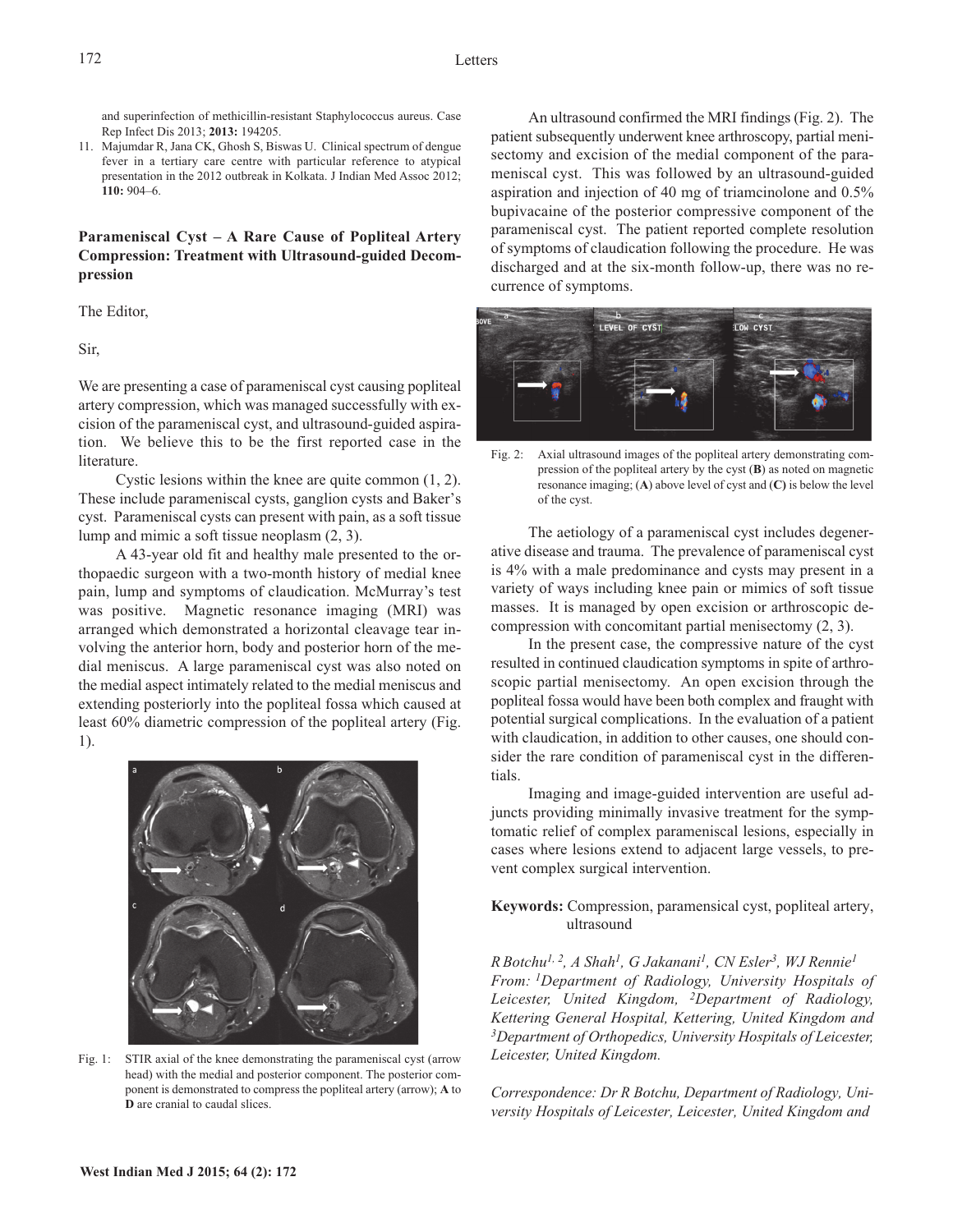and superinfection of methicillin-resistant Staphylococcus aureus. Case Rep Infect Dis 2013; **2013:** 194205.

11. Majumdar R, Jana CK, Ghosh S, Biswas U. Clinical spectrum of dengue fever in a tertiary care centre with particular reference to atypical presentation in the 2012 outbreak in Kolkata. J Indian Med Assoc 2012; **110:** 904–6.

## Paramensical Cyst – A Rare Cause of Popliteal Artery Compression: Treatment with Ultrasound-guided Decompression

The Editor,

Sir,

We are presenting a case of parameniscal cyst causing popliteal artery compression, which was managed successfully with excision of the parameniscal cyst, and ultrasound-guided aspiration. We believe this to be the first reported case in the literature.

Cystic lesions within the knee are quite common (1, 2). These include parameniscal cysts, ganglion cysts and Baker's cyst. Parameniscal cysts can present with pain, as a soft tissue lump and mimic a soft tissue neoplasm (2, 3).

A 43-year old fit and healthy male presented to the orthopaedic surgeon with a two-month history of medial knee pain, lump and symptoms of claudication. McMurray's test was positive. Magnetic resonance imaging (MRI) was arranged which demonstrated a horizontal cleavage tear involving the anterior horn, body and posterior horn of the medial meniscus. A large parameniscal cyst was also noted on the medial aspect intimately related to the medial meniscus and extending posteriorly into the popliteal fossa which caused at least 60% diametric compression of the popliteal artery (Fig. 1).

Fig. 1: STIR axial of the knee demonstrating the parameniscal cyst (arrow head) with the medial and posterior component. The posterior component is demonstrated to compress the popliteal artery (arrow); **A** to **D** are cranial to caudal slices.

An ultrasound confirmed the MRI findings (Fig. 2). The patient subsequently underwent knee arthroscopy, partial menisectomy and excision of the medial component of the parameniscal cyst. This was followed by an ultrasound-guided aspiration and injection of 40 mg of triamcinolone and 0.5% bupivacaine of the posterior compressive component of the paramensical cyst. The patient reported complete resolution of symptoms of claudication following the procedure. He was discharged and at the six-month follow-up, there was no recurrence of symptoms.

Fig. 2: Axial ultrasound images of the popliteal artery demonstrating compression of the popliteal artery by the cyst (**B**) as noted on magnetic resonance imaging; (**A**) above level of cyst and (**C**) is below the level of the cyst.

The aetiology of a parameniscal cyst includes degenerative disease and trauma. The prevalence of parameniscal cyst is 4% with a male predominance and cysts may present in a variety of ways including knee pain or mimics of soft tissue masses. It is managed by open excision or arthroscopic decompression with concomitant partial menisectomy (2, 3).

In the present case, the compressive nature of the cyst resulted in continued claudication symptoms in spite of arthroscopic partial menisectomy. An open excision through the popliteal fossa would have been both complex and fraught with potential surgical complications. In the evaluation of a patient with claudication, in addition to other causes, one should consider the rare condition of parameniscal cyst in the differentials.

Imaging and image-guided intervention are useful adjuncts providing minimally invasive treatment for the symptomatic relief of complex parameniscal lesions, especially in cases where lesions extend to adjacent large vessels, to prevent complex surgical intervention.

**Keywords:** Compression, paramensical cyst, popliteal artery, ultrasound

*R Botchu[1, 2], A Shah[1], G Jakanani[1], CN Esler[3], WJ Rennie[1]*
*From: [1]Department of Radiology, University Hospitals of Leicester, United Kingdom, [2]Department of Radiology, Kettering General Hospital, Kettering, United Kingdom and [3]Department of Orthopedics, University Hospitals of Leicester, Leicester, United Kingdom.*

*Correspondence: Dr R Botchu, Department of Radiology, University Hospitals of Leicester, Leicester, United Kingdom and*